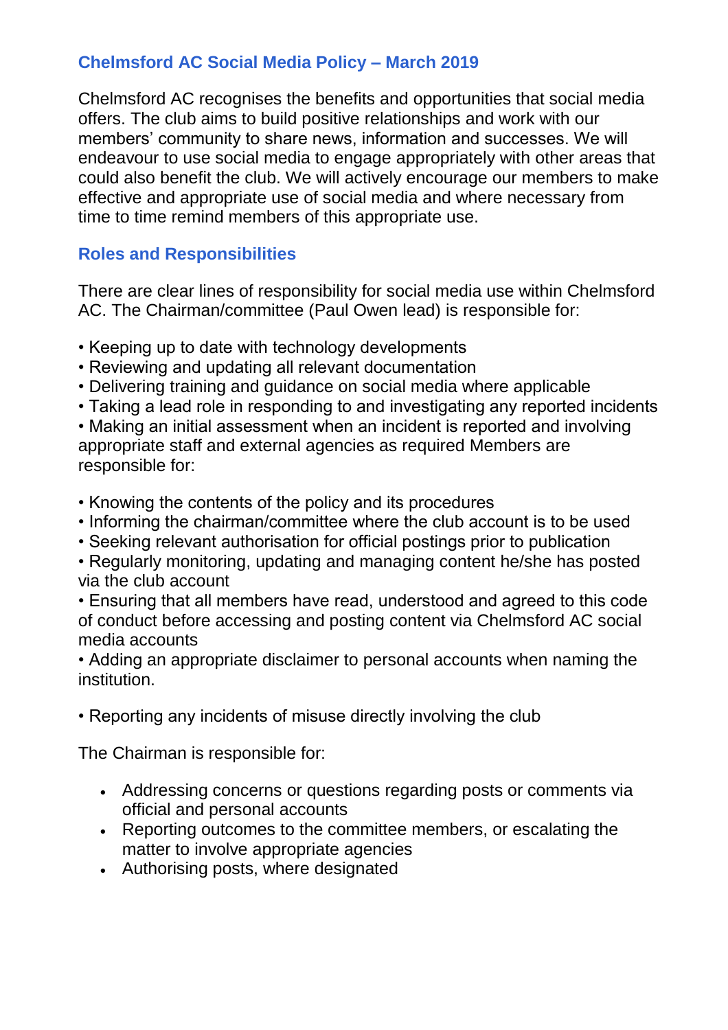## Chelmsford AC Social Media Policy – March 2019

Chelmsford AC recognises the benefits and opportunities that social media offers. The club aims to build positive relationships and work with our members' community to share news, information and successes. We will endeavour to use social media to engage appropriately with other areas that could also benefit the club. We will actively encourage our members to make effective and appropriate use of social media and where necessary from time to time remind members of this appropriate use.

## Roles and Responsibilities

There are clear lines of responsibility for social media use within Chelmsford AC. The Chairman/committee (Paul Owen lead) is responsible for:

- Keeping up to date with technology developments
- Reviewing and updating all relevant documentation
- Delivering training and guidance on social media where applicable
- Taking a lead role in responding to and investigating any reported incidents
- Making an initial assessment when an incident is reported and involving appropriate staff and external agencies as required Members are responsible for:

- Knowing the contents of the policy and its procedures
- Informing the chairman/committee where the club account is to be used
- Seeking relevant authorisation for official postings prior to publication
- Regularly monitoring, updating and managing content he/she has posted via the club account
- Ensuring that all members have read, understood and agreed to this code of conduct before accessing and posting content via Chelmsford AC social media accounts
- Adding an appropriate disclaimer to personal accounts when naming the institution.

- Reporting any incidents of misuse directly involving the club

The Chairman is responsible for:

- Addressing concerns or questions regarding posts or comments via official and personal accounts
- Reporting outcomes to the committee members, or escalating the matter to involve appropriate agencies
- Authorising posts, where designated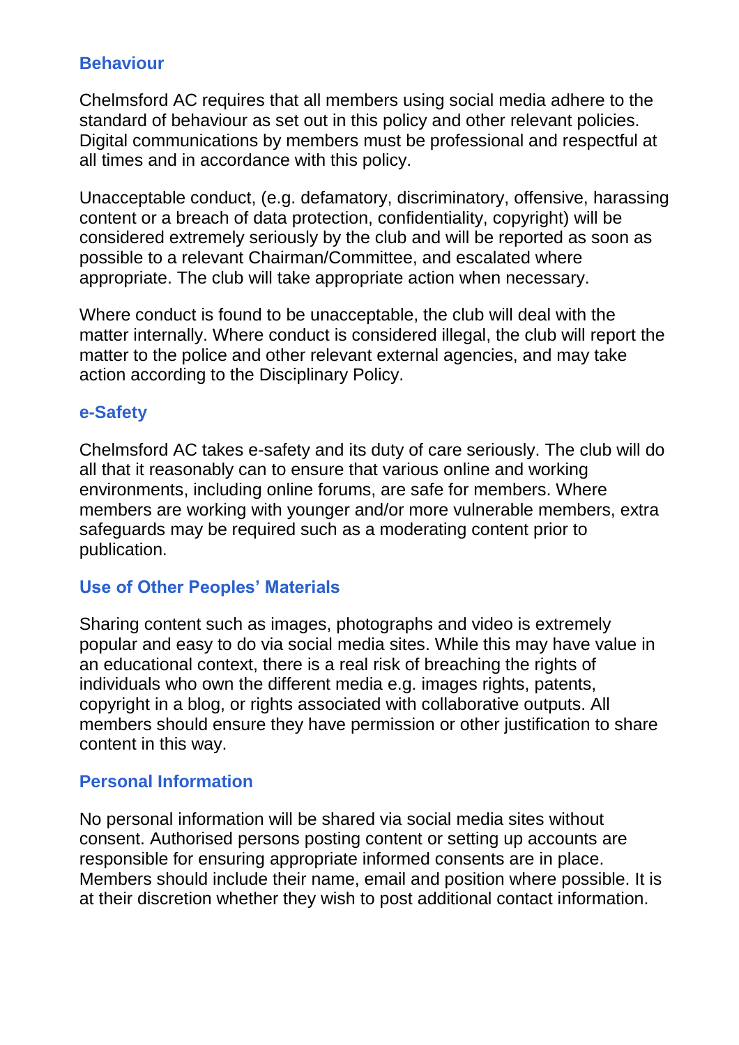## Behaviour

Chelmsford AC requires that all members using social media adhere to the standard of behaviour as set out in this policy and other relevant policies. Digital communications by members must be professional and respectful at all times and in accordance with this policy.

Unacceptable conduct, (e.g. defamatory, discriminatory, offensive, harassing content or a breach of data protection, confidentiality, copyright) will be considered extremely seriously by the club and will be reported as soon as possible to a relevant Chairman/Committee, and escalated where appropriate. The club will take appropriate action when necessary.

Where conduct is found to be unacceptable, the club will deal with the matter internally. Where conduct is considered illegal, the club will report the matter to the police and other relevant external agencies, and may take action according to the Disciplinary Policy.

## e-Safety

Chelmsford AC takes e-safety and its duty of care seriously. The club will do all that it reasonably can to ensure that various online and working environments, including online forums, are safe for members. Where members are working with younger and/or more vulnerable members, extra safeguards may be required such as a moderating content prior to publication.

## Use of Other Peoples' Materials

Sharing content such as images, photographs and video is extremely popular and easy to do via social media sites. While this may have value in an educational context, there is a real risk of breaching the rights of individuals who own the different media e.g. images rights, patents, copyright in a blog, or rights associated with collaborative outputs. All members should ensure they have permission or other justification to share content in this way.

## Personal Information

No personal information will be shared via social media sites without consent. Authorised persons posting content or setting up accounts are responsible for ensuring appropriate informed consents are in place. Members should include their name, email and position where possible. It is at their discretion whether they wish to post additional contact information.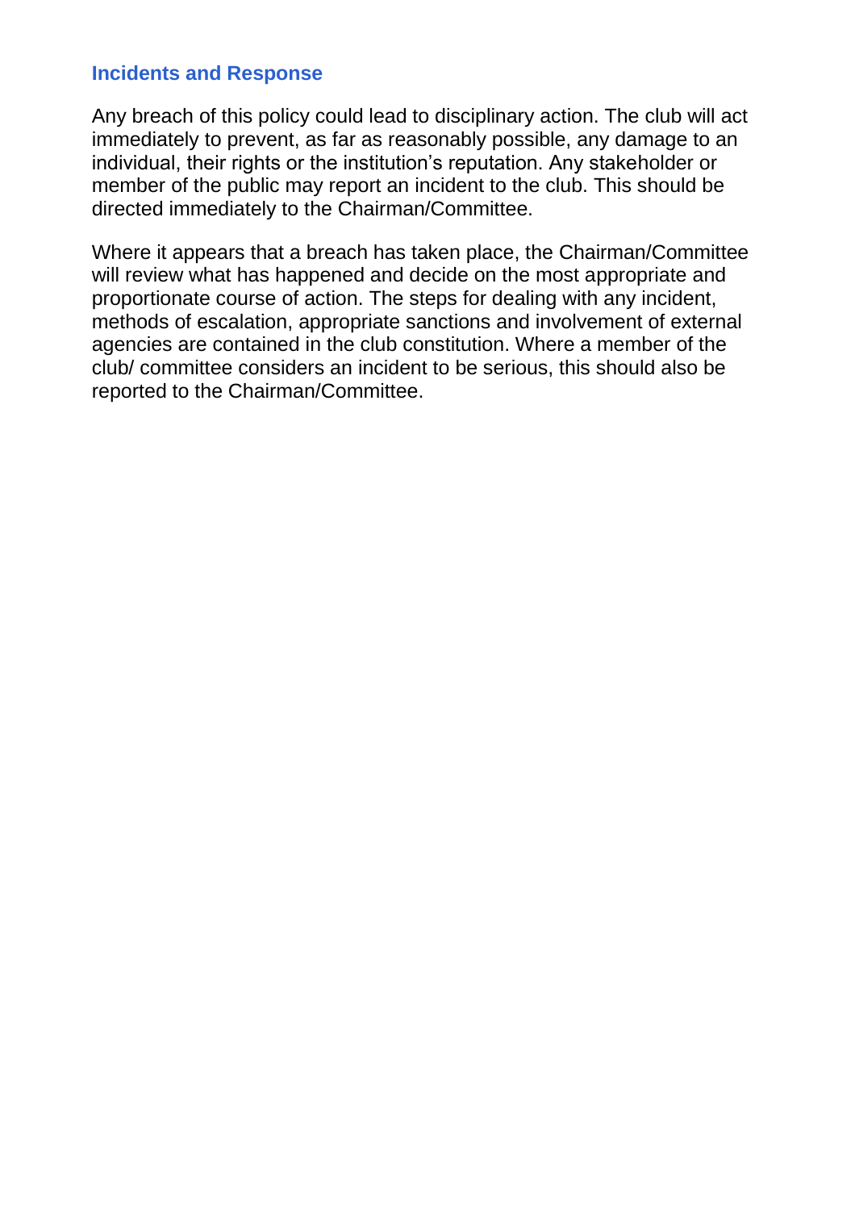## Incidents and Response

Any breach of this policy could lead to disciplinary action. The club will act immediately to prevent, as far as reasonably possible, any damage to an individual, their rights or the institution's reputation. Any stakeholder or member of the public may report an incident to the club. This should be directed immediately to the Chairman/Committee.

Where it appears that a breach has taken place, the Chairman/Committee will review what has happened and decide on the most appropriate and proportionate course of action. The steps for dealing with any incident, methods of escalation, appropriate sanctions and involvement of external agencies are contained in the club constitution. Where a member of the club/ committee considers an incident to be serious, this should also be reported to the Chairman/Committee.